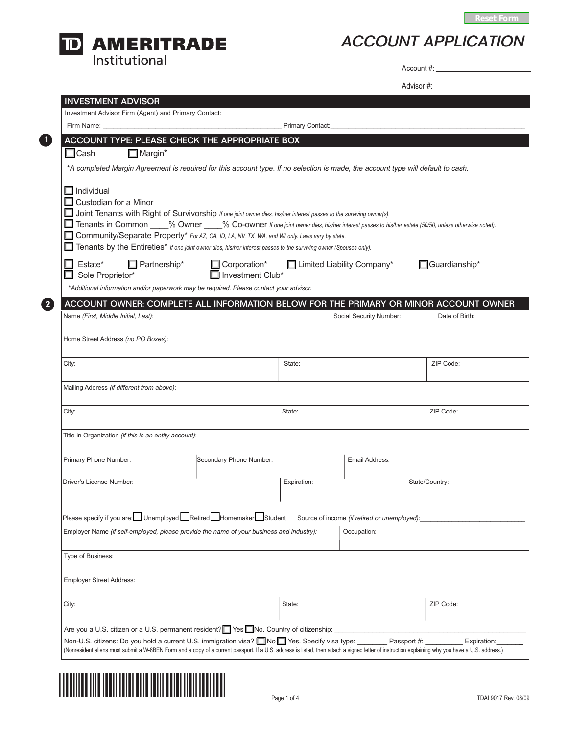Reset Form

# TD AMERITRADE Institutional

# ACCOUNT APPLICATION

Account #: ____________________

Advisor #: ____________________

## INVESTMENT ADVISOR

Investment Advisor Firm (Agent) and Primary Contact:

Firm Name: ____________________ Primary Contact: ____________________

## 1 ACCOUNT TYPE: PLEASE CHECK THE APPROPRIATE BOX

☐ Cash ☐ Margin*

*\*A completed Margin Agreement is required for this account type. If no selection is made, the account type will default to cash.*

☐ Individual
☐ Custodian for a Minor
☐ Joint Tenants with Right of Survivorship *If one joint owner dies, his/her interest passes to the surviving owner(s).*
☐ Tenants in Common ____% Owner ____% Co-owner *If one joint owner dies, his/her interest passes to his/her estate (50/50, unless otherwise noted).*
☐ Community/Separate Property* *For AZ, CA, ID, LA, NV, TX, WA, and WI only. Laws vary by state.*
☐ Tenants by the Entireties* *If one joint owner dies, his/her interest passes to the surviving owner (Spouses only).*

☐ Estate* ☐ Partnership* ☐ Corporation* ☐ Limited Liability Company* ☐ Guardianship*
☐ Sole Proprietor* ☐ Investment Club*

*\*Additional information and/or paperwork may be required. Please contact your advisor.*

## 2 ACCOUNT OWNER: COMPLETE ALL INFORMATION BELOW FOR THE PRIMARY OR MINOR ACCOUNT OWNER

| Name *(First, Middle Initial, Last)*: | Social Security Number: | Date of Birth: |
|---|---|---|

Home Street Address *(no PO Boxes)*:

| City: | State: | ZIP Code: |
|---|---|---|

Mailing Address *(if different from above)*:

| City: | State: | ZIP Code: |
|---|---|---|

Title in Organization *(if this is an entity account)*:

| Primary Phone Number: | Secondary Phone Number: | Email Address: |
|---|---|---|

| Driver's License Number: | Expiration: | State/Country: |
|---|---|---|

Please specify if you are: ☐ Unemployed ☐ Retired ☐ Homemaker ☐ Student Source of income *(if retired or unemployed)*: ____________________

| Employer Name *(if self-employed, please provide the name of your business and industry)*: | Occupation: |
|---|---|

Type of Business:

Employer Street Address:

| City: | State: | ZIP Code: |
|---|---|---|

Are you a U.S. citizen or a U.S. permanent resident? ☐ Yes ☐ No. Country of citizenship: ____________________

Non-U.S. citizens: Do you hold a current U.S. immigration visa? ☐ No ☐ Yes. Specify visa type: ________ Passport #: __________ Expiration: _______

(Nonresident aliens must submit a W-8BEN Form and a copy of a current passport. If a U.S. address is listed, then attach a signed letter of instruction explaining why you have a U.S. address.)

TDAI 9017 Rev. 08/09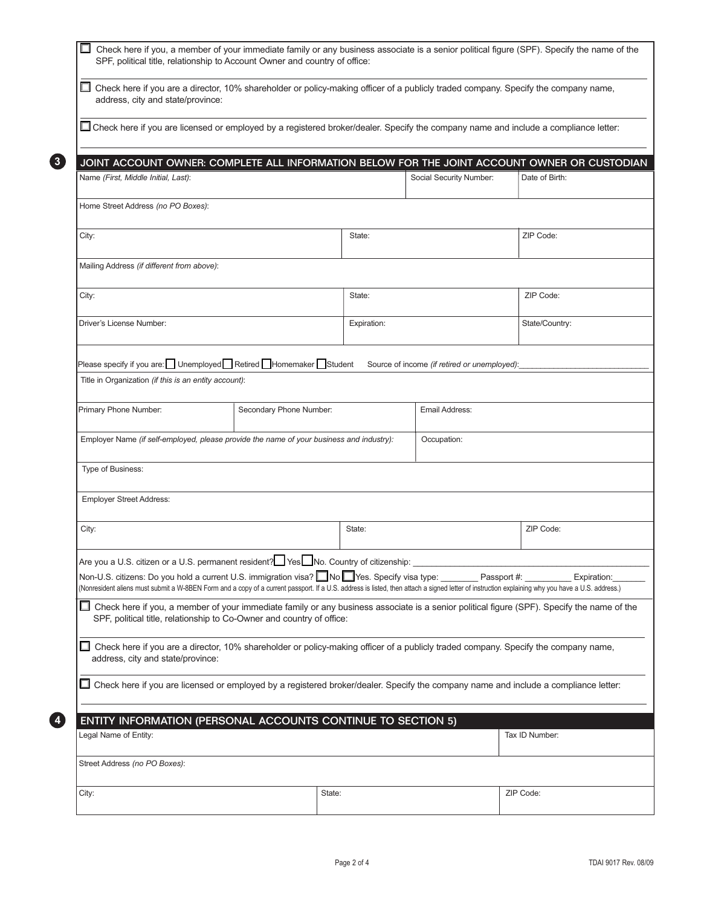☐ Check here if you, a member of your immediate family or any business associate is a senior political figure (SPF). Specify the name of the SPF, political title, relationship to Account Owner and country of office:

☐ Check here if you are a director, 10% shareholder or policy-making officer of a publicly traded company. Specify the company name, address, city and state/province:

☐ Check here if you are licensed or employed by a registered broker/dealer. Specify the company name and include a compliance letter:

## 3 JOINT ACCOUNT OWNER: COMPLETE ALL INFORMATION BELOW FOR THE JOINT ACCOUNT OWNER OR CUSTODIAN

| Name *(First, Middle Initial, Last)*: | Social Security Number: | Date of Birth: |
|---|---|---|

| Home Street Address *(no PO Boxes)*: |
|---|

| City: | State: | ZIP Code: |
|---|---|---|

| Mailing Address *(if different from above)*: |
|---|

| City: | State: | ZIP Code: |
|---|---|---|

| Driver's License Number: | Expiration: | State/Country: |
|---|---|---|

Please specify if you are: ☐ Unemployed ☐ Retired ☐ Homemaker ☐ Student  Source of income *(if retired or unemployed)*:____________________________

| Title in Organization *(if this is an entity account)*: |
|---|

| Primary Phone Number: | Secondary Phone Number: | Email Address: |
|---|---|---|

| Employer Name *(if self-employed, please provide the name of your business and industry)*: | Occupation: |
|---|---|

| Type of Business: |
|---|

| Employer Street Address: |
|---|

| City: | State: | ZIP Code: |
|---|---|---|

Are you a U.S. citizen or a U.S. permanent resident? ☐ Yes ☐ No. Country of citizenship: ____________________________

Non-U.S. citizens: Do you hold a current U.S. immigration visa? ☐ No ☐ Yes. Specify visa type: ________ Passport #: __________ Expiration:_______

(Nonresident aliens must submit a W-8BEN Form and a copy of a current passport. If a U.S. address is listed, then attach a signed letter of instruction explaining why you have a U.S. address.)

☐ Check here if you, a member of your immediate family or any business associate is a senior political figure (SPF). Specify the name of the SPF, political title, relationship to Co-Owner and country of office:

☐ Check here if you are a director, 10% shareholder or policy-making officer of a publicly traded company. Specify the company name, address, city and state/province:

☐ Check here if you are licensed or employed by a registered broker/dealer. Specify the company name and include a compliance letter:

## 4 ENTITY INFORMATION (PERSONAL ACCOUNTS CONTINUE TO SECTION 5)

| Legal Name of Entity: | Tax ID Number: |
|---|---|

| Street Address *(no PO Boxes)*: |
|---|

| City: | State: | ZIP Code: |
|---|---|---|

TDAI 9017 Rev. 08/09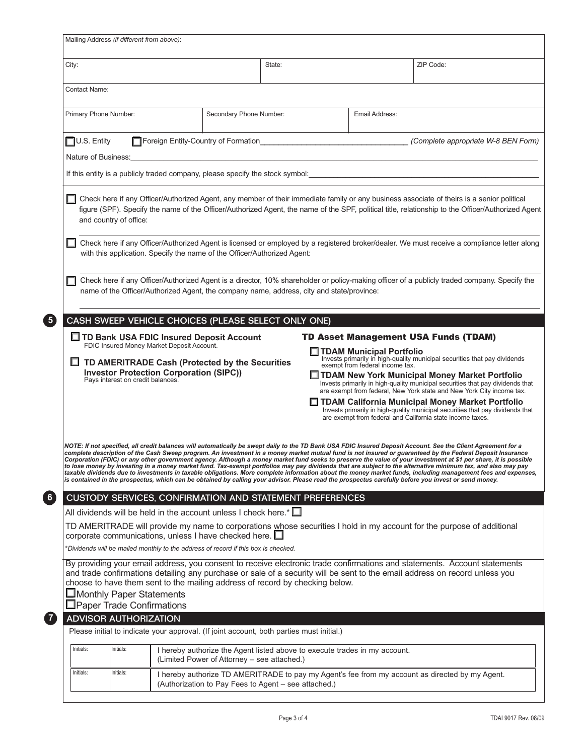Mailing Address *(if different from above)*:

| City: | State: | ZIP Code: |
|---|---|---|

Contact Name:

| Primary Phone Number: | Secondary Phone Number: | Email Address: |
|---|---|---|

☐ U.S. Entity ☐ Foreign Entity-Country of Formation__________________________________ *(Complete appropriate W-8 BEN Form)*

Nature of Business:

If this entity is a publicly traded company, please specify the stock symbol:

☐ Check here if any Officer/Authorized Agent, any member of their immediate family or any business associate of theirs is a senior political figure (SPF). Specify the name of the Officer/Authorized Agent, the name of the SPF, political title, relationship to the Officer/Authorized Agent and country of office:

☐ Check here if any Officer/Authorized Agent is licensed or employed by a registered broker/dealer. We must receive a compliance letter along with this application. Specify the name of the Officer/Authorized Agent:

☐ Check here if any Officer/Authorized Agent is a director, 10% shareholder or policy-making officer of a publicly traded company. Specify the name of the Officer/Authorized Agent, the company name, address, city and state/province:

## 5 CASH SWEEP VEHICLE CHOICES (PLEASE SELECT ONLY ONE)

☐ **TD Bank USA FDIC Insured Deposit Account**
FDIC Insured Money Market Deposit Account.

☐ **TD AMERITRADE Cash (Protected by the Securities Investor Protection Corporation (SIPC))**
Pays interest on credit balances.

**TD Asset Management USA Funds (TDAM)**

☐ **TDAM Municipal Portfolio**
Invests primarily in high-quality municipal securities that pay dividends exempt from federal income tax.

☐ **TDAM New York Municipal Money Market Portfolio**
Invests primarily in high-quality municipal securities that pay dividends that are exempt from federal, New York state and New York City income tax.

☐ **TDAM California Municipal Money Market Portfolio**
Invests primarily in high-quality municipal securities that pay dividends that are exempt from federal and California state income taxes.

***NOTE: If not specified, all credit balances will automatically be swept daily to the TD Bank USA FDIC Insured Deposit Account. See the Client Agreement for a complete description of the Cash Sweep program. An investment in a money market mutual fund is not insured or guaranteed by the Federal Deposit Insurance Corporation (FDIC) or any other government agency. Although a money market fund seeks to preserve the value of your investment at $1 per share, it is possible to lose money by investing in a money market fund. Tax-exempt portfolios may pay dividends that are subject to the alternative minimum tax, and also may pay taxable dividends due to investments in taxable obligations. More complete information about the money market funds, including management fees and expenses, is contained in the prospectus, which can be obtained by calling your advisor. Please read the prospectus carefully before you invest or send money.***

## 6 CUSTODY SERVICES, CONFIRMATION AND STATEMENT PREFERENCES

All dividends will be held in the account unless I check here.* ☐

TD AMERITRADE will provide my name to corporations whose securities I hold in my account for the purpose of additional corporate communications, unless I have checked here. ☐

\**Dividends will be mailed monthly to the address of record if this box is checked.*

By providing your email address, you consent to receive electronic trade confirmations and statements. Account statements and trade confirmations detailing any purchase or sale of a security will be sent to the email address on record unless you choose to have them sent to the mailing address of record by checking below.

☐ Monthly Paper Statements
☐ Paper Trade Confirmations

## 7 ADVISOR AUTHORIZATION

Please initial to indicate your approval. (If joint account, both parties must initial.)

| Initials: | Initials: | |
|---|---|---|
| | | I hereby authorize the Agent listed above to execute trades in my account. (Limited Power of Attorney – see attached.) |
| Initials: | Initials: | I hereby authorize TD AMERITRADE to pay my Agent's fee from my account as directed by my Agent. (Authorization to Pay Fees to Agent – see attached.) |

TDAI 9017 Rev. 08/09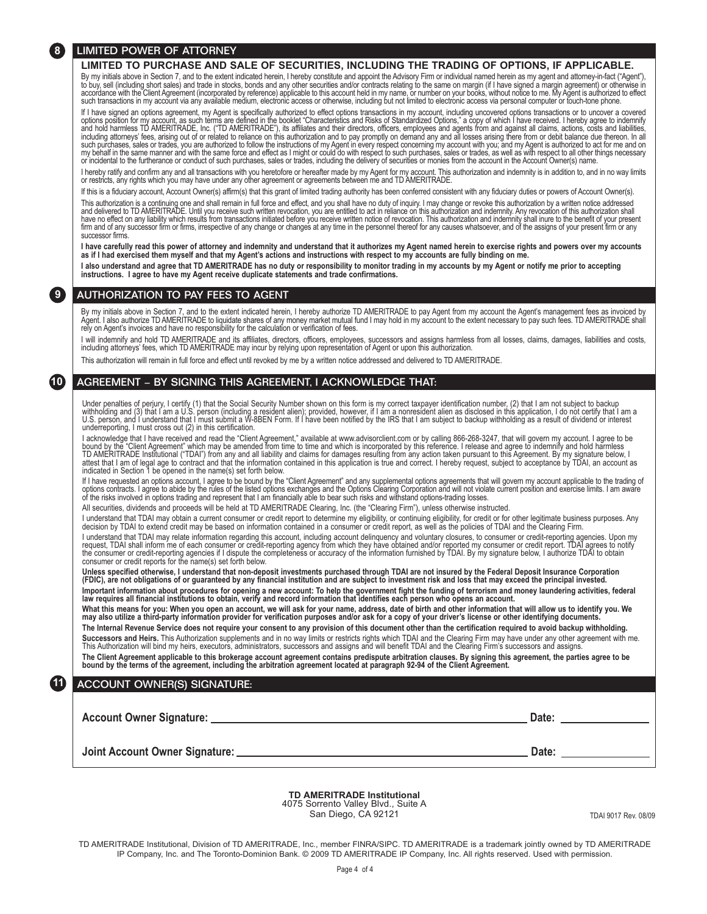## 8 LIMITED POWER OF ATTORNEY

### LIMITED TO PURCHASE AND SALE OF SECURITIES, INCLUDING THE TRADING OF OPTIONS, IF APPLICABLE.

By my initials above in Section 7, and to the extent indicated herein, I hereby constitute and appoint the Advisory Firm or individual named herein as my agent and attorney-in-fact ("Agent"), to buy, sell (including short sales) and trade in stocks, bonds and any other securities and/or contracts relating to the same on margin (if I have signed a margin agreement) or otherwise in accordance with the Client Agreement (incorporated by reference) applicable to this account held in my name, or number on your books, without notice to me. My Agent is authorized to effect such transactions in my account via any available medium, electronic access or otherwise, including but not limited to electronic access via personal computer or touch-tone phone.

If I have signed an options agreement, my Agent is specifically authorized to effect options transactions in my account, including uncovered options transactions or to uncover a covered options position for my account, as such terms are defined in the booklet "Characteristics and Risks of Standardized Options," a copy of which I have received. I hereby agree to indemnify and hold harmless TD AMERITRADE, Inc. ("TD AMERITRADE"), its affiliates and their directors, officers, employees and agents from and against all claims, actions, costs and liabilities, including attorneys' fees, arising out of or related to reliance on this authorization and to pay promptly on demand any and all losses arising there from or debit balance due thereon. In all such purchases, sales or trades, you are authorized to follow the instructions of my Agent in every respect concerning my account with you; and my Agent is authorized to act for me and on my behalf in the same manner and with the same force and effect as I might or could do with respect to such purchases, sales or trades, as well as with respect to all other things necessary or incidental to the furtherance or conduct of such purchases, sales or trades, including the delivery of securities or monies from the account in the Account Owner(s) name.

I hereby ratify and confirm any and all transactions with you heretofore or hereafter made by my Agent for my account. This authorization and indemnity is in addition to, and in no way limits or restricts, any rights which you may have under any other agreement or agreements between me and TD AMERITRADE.

If this is a fiduciary account, Account Owner(s) affirm(s) that this grant of limited trading authority has been conferred consistent with any fiduciary duties or powers of Account Owner(s).

This authorization is a continuing one and shall remain in full force and effect, and you shall have no duty of inquiry. I may change or revoke this authorization by a written notice addressed and delivered to TD AMERITRADE. Until you receive such written revocation, you are entitled to act in reliance on this authorization and indemnity. Any revocation of this authorization shall have no effect on any liability which results from transactions initiated before you receive written notice of revocation. This authorization and indemnity shall inure to the benefit of your present firm and of any successor firm or firms, irrespective of any change or changes at any time in the personnel thereof for any causes whatsoever, and of the assigns of your present firm or any successor firms.

**I have carefully read this power of attorney and indemnity and understand that it authorizes my Agent named herein to exercise rights and powers over my accounts as if I had exercised them myself and that my Agent's actions and instructions with respect to my accounts are fully binding on me.**

**I also understand and agree that TD AMERITRADE has no duty or responsibility to monitor trading in my accounts by my Agent or notify me prior to accepting instructions. I agree to have my Agent receive duplicate statements and trade confirmations.**

## 9 AUTHORIZATION TO PAY FEES TO AGENT

By my initials above in Section 7, and to the extent indicated herein, I hereby authorize TD AMERITRADE to pay Agent from my account the Agent's management fees as invoiced by Agent. I also authorize TD AMERITRADE to liquidate shares of any money market mutual fund I may hold in my account to the extent necessary to pay such fees. TD AMERITRADE shall rely on Agent's invoices and have no responsibility for the calculation or verification of fees.

I will indemnify and hold TD AMERITRADE and its affiliates, directors, officers, employees, successors and assigns harmless from all losses, claims, damages, liabilities and costs, including attorneys' fees, which TD AMERITRADE may incur by relying upon representation of Agent or upon this authorization.

This authorization will remain in full force and effect until revoked by me by a written notice addressed and delivered to TD AMERITRADE.

## 10 AGREEMENT – BY SIGNING THIS AGREEMENT, I ACKNOWLEDGE THAT:

Under penalties of perjury, I certify (1) that the Social Security Number shown on this form is my correct taxpayer identification number, (2) that I am not subject to backup withholding and (3) that I am a U.S. person (including a resident alien); provided, however, if I am a nonresident alien as disclosed in this application, I do not certify that I am a U.S. person, and I understand that I must submit a W-8BEN Form. If I have been notified by the IRS that I am subject to backup withholding as a result of dividend or interest underreporting, I must cross out (2) in this certification.

I acknowledge that I have received and read the "Client Agreement," available at www.advisorclient.com or by calling 866-268-3247, that will govern my account. I agree to be bound by the "Client Agreement" which may be amended from time to time and which is incorporated by this reference. I release and agree to indemnify and hold harmless TD AMERITRADE Institutional ("TDAI") from any and all liability and claims for damages resulting from any action taken pursuant to this Agreement. By my signature below, I attest that I am of legal age to contract and that the information contained in this application is true and correct. I hereby request, subject to acceptance by TDAI, an account as indicated in Section 1 be opened in the name(s) set forth below.

If I have requested an options account, I agree to be bound by the "Client Agreement" and any supplemental options agreements that will govern my account applicable to the trading of options contracts. I agree to abide by the rules of the listed options exchanges and the Options Clearing Corporation and will not violate current position and exercise limits. I am aware of the risks involved in options trading and represent that I am financially able to bear such risks and withstand options-trading losses.

All securities, dividends and proceeds will be held at TD AMERITRADE Clearing, Inc. (the "Clearing Firm"), unless otherwise instructed.

I understand that TDAI may obtain a current consumer or credit report to determine my eligibility, or continuing eligibility, for credit or for other legitimate business purposes. Any decision by TDAI to extend credit may be based on information contained in a consumer or credit report, as well as the policies of TDAI and the Clearing Firm.

I understand that TDAI may relate information regarding this account, including account delinquency and voluntary closures, to consumer or credit-reporting agencies. Upon my request, TDAI shall inform me of each consumer or credit-reporting agency from which they have obtained and/or reported my consumer or credit report. TDAI agrees to notify the consumer or credit-reporting agencies if I dispute the completeness or accuracy of the information furnished by TDAI. By my signature below, I authorize TDAI to obtain consumer or credit reports for the name(s) set forth below.

**Unless specified otherwise, I understand that non-deposit investments purchased through TDAI are not insured by the Federal Deposit Insurance Corporation (FDIC), are not obligations of or guaranteed by any financial institution and are subject to investment risk and loss that may exceed the principal invested.**

**Important information about procedures for opening a new account: To help the government fight the funding of terrorism and money laundering activities, federal law requires all financial institutions to obtain, verify and record information that identifies each person who opens an account.**

**What this means for you: When you open an account, we will ask for your name, address, date of birth and other information that will allow us to identify you. We may also utilize a third-party information provider for verification purposes and/or ask for a copy of your driver's license or other identifying documents.**

**The Internal Revenue Service does not require your consent to any provision of this document other than the certification required to avoid backup withholding.**

**Successors and Heirs.** This Authorization supplements and in no way limits or restricts rights which TDAI and the Clearing Firm may have under any other agreement with me. This Authorization will bind my heirs, executors, administrators, successors and assigns and will benefit TDAI and the Clearing Firm's successors and assigns.

**The Client Agreement applicable to this brokerage account agreement contains predispute arbitration clauses. By signing this agreement, the parties agree to be bound by the terms of the agreement, including the arbitration agreement located at paragraph 92-94 of the Client Agreement.**

## 11 ACCOUNT OWNER(S) SIGNATURE:

**Account Owner Signature:** ______________________________ **Date:** ____________

**Joint Account Owner Signature:** ______________________________ **Date:** ____________

**TD AMERITRADE Institutional**
4075 Sorrento Valley Blvd., Suite A
San Diego, CA 92121

TDAI 9017 Rev. 08/09

TD AMERITRADE Institutional, Division of TD AMERITRADE, Inc., member FINRA/SIPC. TD AMERITRADE is a trademark jointly owned by TD AMERITRADE IP Company, Inc. and The Toronto-Dominion Bank. © 2009 TD AMERITRADE IP Company, Inc. All rights reserved. Used with permission.